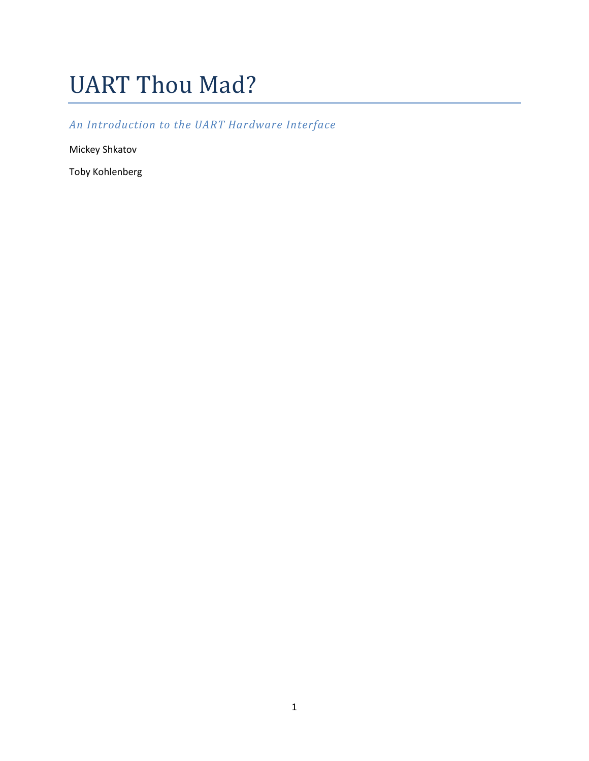# UART Thou Mad?

*An Introduction to the UART Hardware Interface*

Mickey Shkatov

Toby Kohlenberg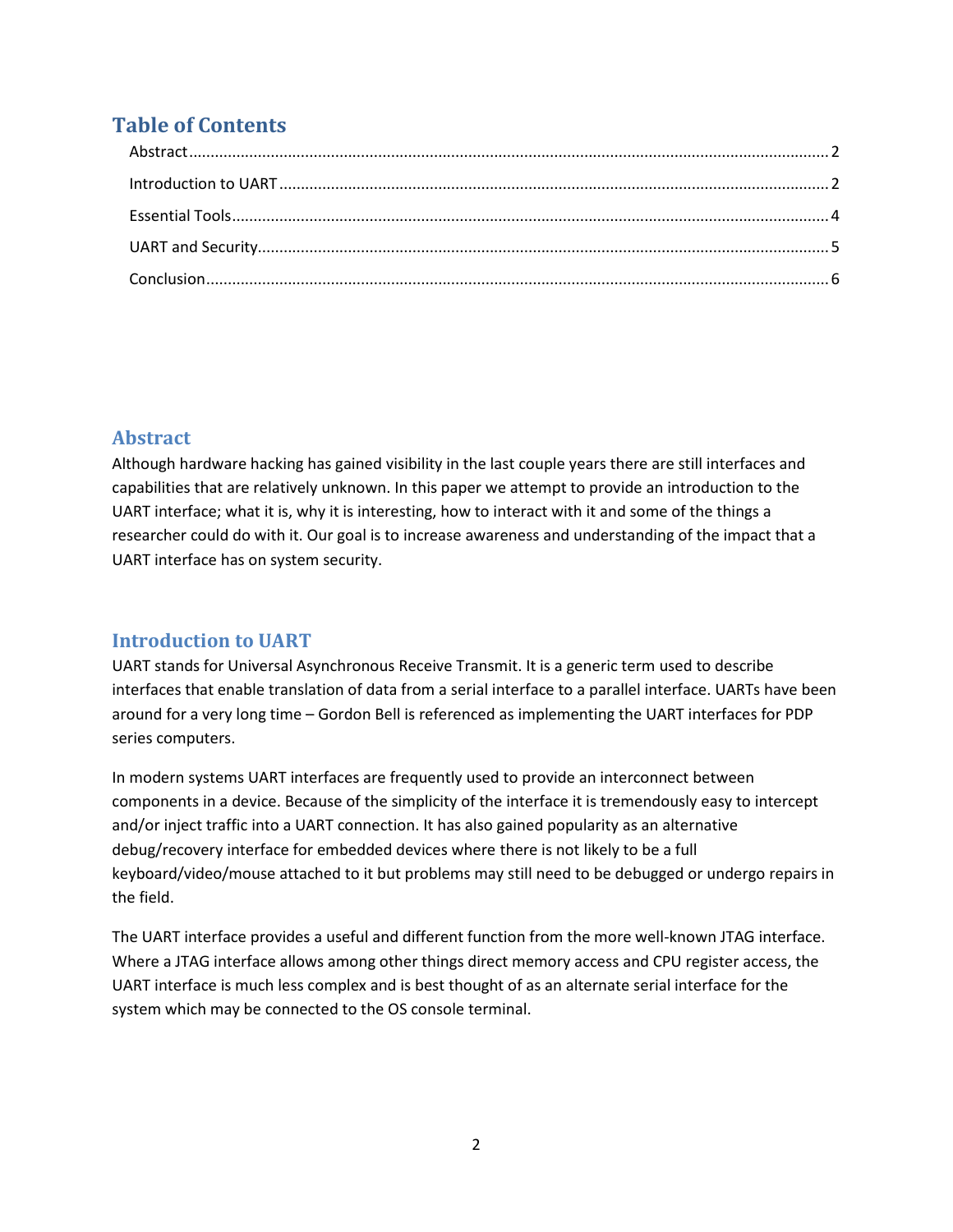# Table of Contents

Abstract .......... 2

Introduction to UART .......... 2

Essential Tools .......... 4

UART and Security .......... 5

Conclusion .......... 6

## Abstract

Although hardware hacking has gained visibility in the last couple years there are still interfaces and capabilities that are relatively unknown. In this paper we attempt to provide an introduction to the UART interface; what it is, why it is interesting, how to interact with it and some of the things a researcher could do with it. Our goal is to increase awareness and understanding of the impact that a UART interface has on system security.

## Introduction to UART

UART stands for Universal Asynchronous Receive Transmit. It is a generic term used to describe interfaces that enable translation of data from a serial interface to a parallel interface. UARTs have been around for a very long time – Gordon Bell is referenced as implementing the UART interfaces for PDP series computers.

In modern systems UART interfaces are frequently used to provide an interconnect between components in a device. Because of the simplicity of the interface it is tremendously easy to intercept and/or inject traffic into a UART connection. It has also gained popularity as an alternative debug/recovery interface for embedded devices where there is not likely to be a full keyboard/video/mouse attached to it but problems may still need to be debugged or undergo repairs in the field.

The UART interface provides a useful and different function from the more well-known JTAG interface. Where a JTAG interface allows among other things direct memory access and CPU register access, the UART interface is much less complex and is best thought of as an alternate serial interface for the system which may be connected to the OS console terminal.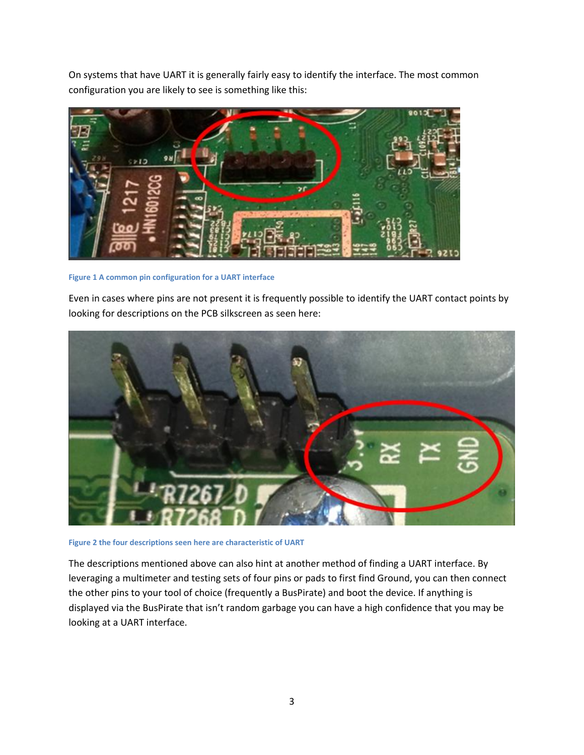On systems that have UART it is generally fairly easy to identify the interface. The most common configuration you are likely to see is something like this:

Figure 1 A common pin configuration for a UART interface

Even in cases where pins are not present it is frequently possible to identify the UART contact points by looking for descriptions on the PCB silkscreen as seen here:

Figure 2 the four descriptions seen here are characteristic of UART

The descriptions mentioned above can also hint at another method of finding a UART interface. By leveraging a multimeter and testing sets of four pins or pads to first find Ground, you can then connect the other pins to your tool of choice (frequently a BusPirate) and boot the device. If anything is displayed via the BusPirate that isn't random garbage you can have a high confidence that you may be looking at a UART interface.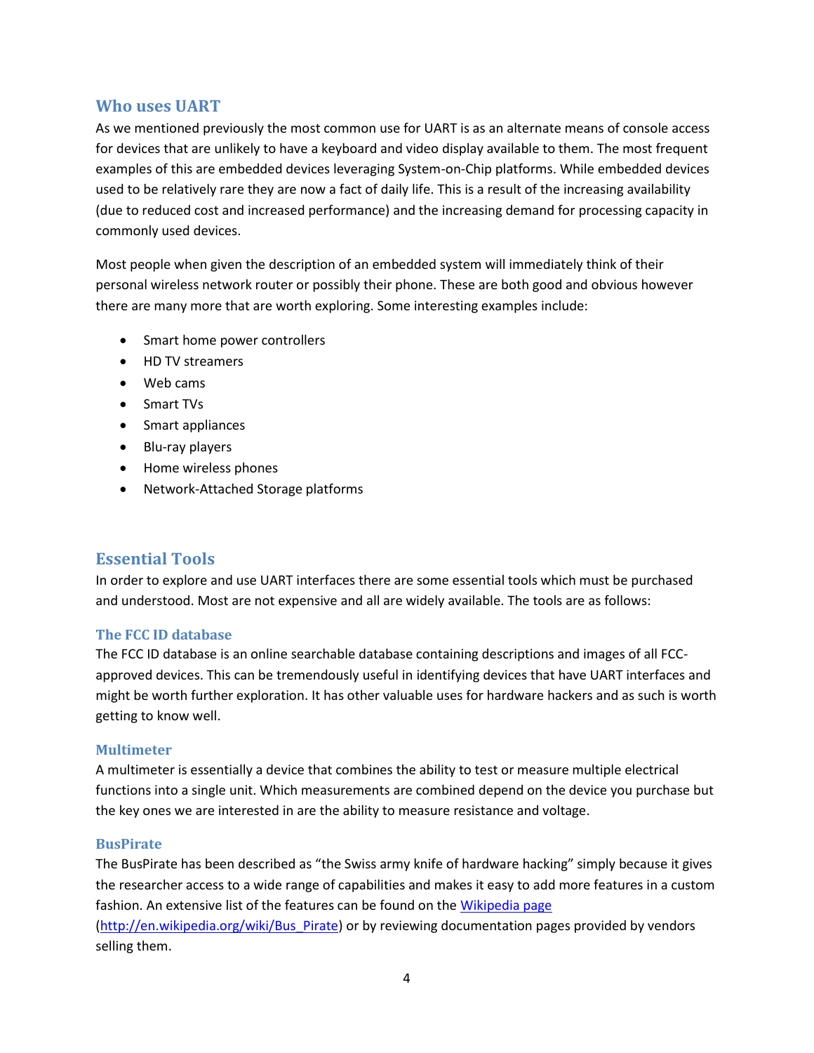## Who uses UART

As we mentioned previously the most common use for UART is as an alternate means of console access for devices that are unlikely to have a keyboard and video display available to them. The most frequent examples of this are embedded devices leveraging System-on-Chip platforms. While embedded devices used to be relatively rare they are now a fact of daily life. This is a result of the increasing availability (due to reduced cost and increased performance) and the increasing demand for processing capacity in commonly used devices.

Most people when given the description of an embedded system will immediately think of their personal wireless network router or possibly their phone. These are both good and obvious however there are many more that are worth exploring. Some interesting examples include:

- Smart home power controllers
- HD TV streamers
- Web cams
- Smart TVs
- Smart appliances
- Blu-ray players
- Home wireless phones
- Network-Attached Storage platforms

## Essential Tools

In order to explore and use UART interfaces there are some essential tools which must be purchased and understood. Most are not expensive and all are widely available. The tools are as follows:

### The FCC ID database

The FCC ID database is an online searchable database containing descriptions and images of all FCC-approved devices. This can be tremendously useful in identifying devices that have UART interfaces and might be worth further exploration. It has other valuable uses for hardware hackers and as such is worth getting to know well.

### Multimeter

A multimeter is essentially a device that combines the ability to test or measure multiple electrical functions into a single unit. Which measurements are combined depend on the device you purchase but the key ones we are interested in are the ability to measure resistance and voltage.

### BusPirate

The BusPirate has been described as "the Swiss army knife of hardware hacking" simply because it gives the researcher access to a wide range of capabilities and makes it easy to add more features in a custom fashion. An extensive list of the features can be found on the [Wikipedia page](http://en.wikipedia.org/wiki/Bus_Pirate) (http://en.wikipedia.org/wiki/Bus_Pirate) or by reviewing documentation pages provided by vendors selling them.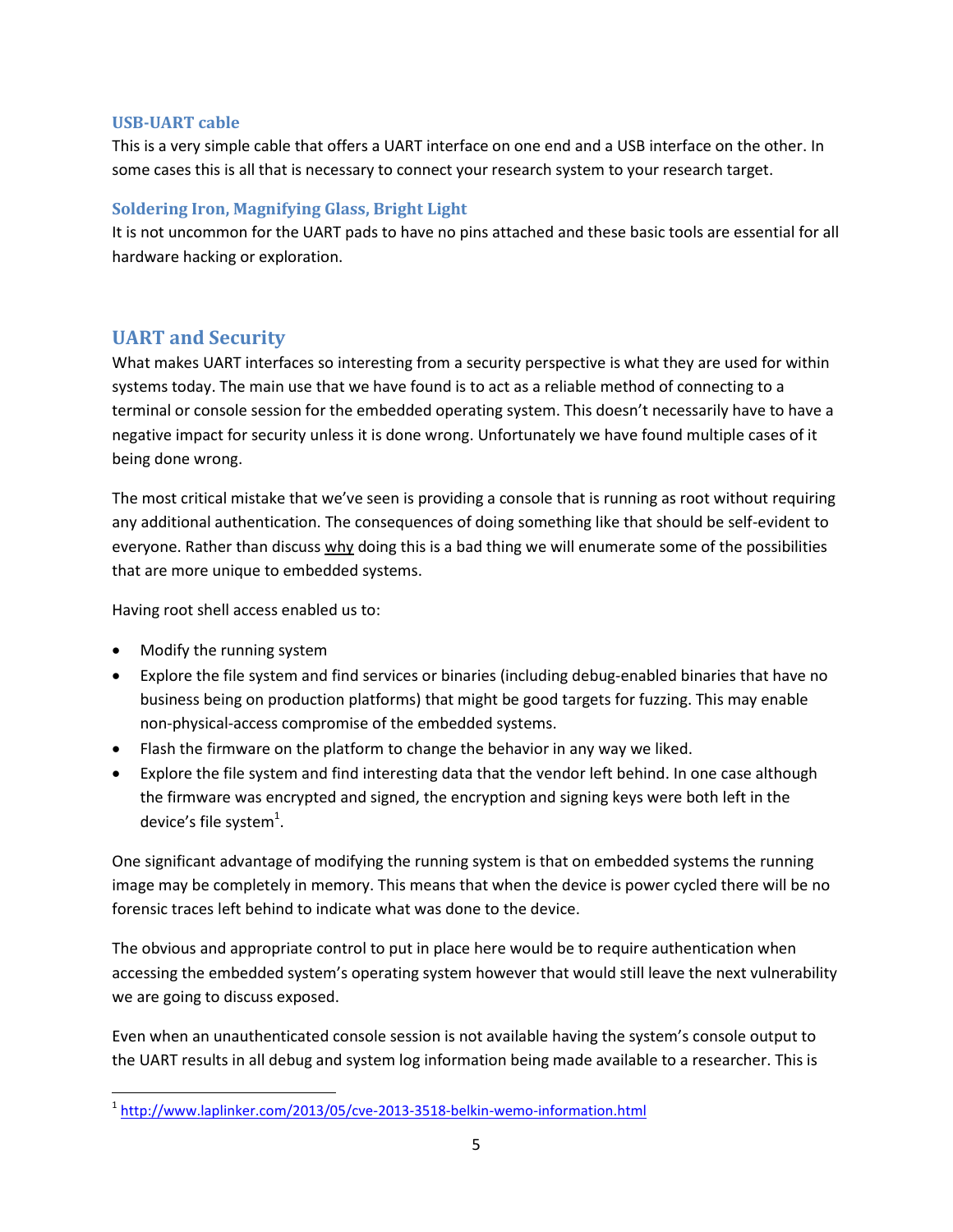### USB-UART cable

This is a very simple cable that offers a UART interface on one end and a USB interface on the other. In some cases this is all that is necessary to connect your research system to your research target.

### Soldering Iron, Magnifying Glass, Bright Light

It is not uncommon for the UART pads to have no pins attached and these basic tools are essential for all hardware hacking or exploration.

## UART and Security

What makes UART interfaces so interesting from a security perspective is what they are used for within systems today. The main use that we have found is to act as a reliable method of connecting to a terminal or console session for the embedded operating system. This doesn't necessarily have to have a negative impact for security unless it is done wrong. Unfortunately we have found multiple cases of it being done wrong.

The most critical mistake that we've seen is providing a console that is running as root without requiring any additional authentication. The consequences of doing something like that should be self-evident to everyone. Rather than discuss why doing this is a bad thing we will enumerate some of the possibilities that are more unique to embedded systems.

Having root shell access enabled us to:

- Modify the running system
- Explore the file system and find services or binaries (including debug-enabled binaries that have no business being on production platforms) that might be good targets for fuzzing. This may enable non-physical-access compromise of the embedded systems.
- Flash the firmware on the platform to change the behavior in any way we liked.
- Explore the file system and find interesting data that the vendor left behind. In one case although the firmware was encrypted and signed, the encryption and signing keys were both left in the device's file system[1].

One significant advantage of modifying the running system is that on embedded systems the running image may be completely in memory. This means that when the device is power cycled there will be no forensic traces left behind to indicate what was done to the device.

The obvious and appropriate control to put in place here would be to require authentication when accessing the embedded system's operating system however that would still leave the next vulnerability we are going to discuss exposed.

Even when an unauthenticated console session is not available having the system's console output to the UART results in all debug and system log information being made available to a researcher. This is

[1] http://www.laplinker.com/2013/05/cve-2013-3518-belkin-wemo-information.html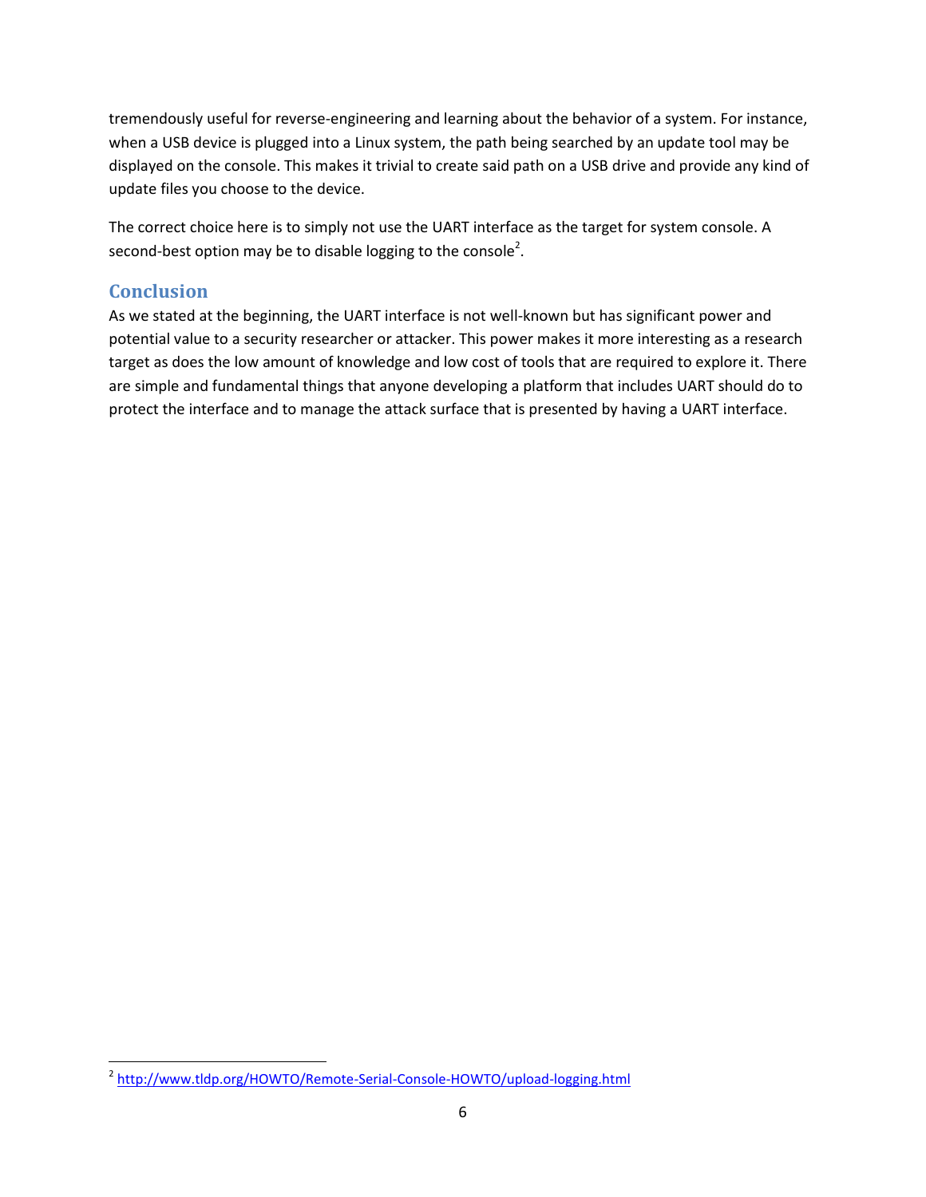tremendously useful for reverse-engineering and learning about the behavior of a system. For instance, when a USB device is plugged into a Linux system, the path being searched by an update tool may be displayed on the console. This makes it trivial to create said path on a USB drive and provide any kind of update files you choose to the device.

The correct choice here is to simply not use the UART interface as the target for system console. A second-best option may be to disable logging to the console[2].

## Conclusion

As we stated at the beginning, the UART interface is not well-known but has significant power and potential value to a security researcher or attacker. This power makes it more interesting as a research target as does the low amount of knowledge and low cost of tools that are required to explore it. There are simple and fundamental things that anyone developing a platform that includes UART should do to protect the interface and to manage the attack surface that is presented by having a UART interface.

[2] http://www.tldp.org/HOWTO/Remote-Serial-Console-HOWTO/upload-logging.html